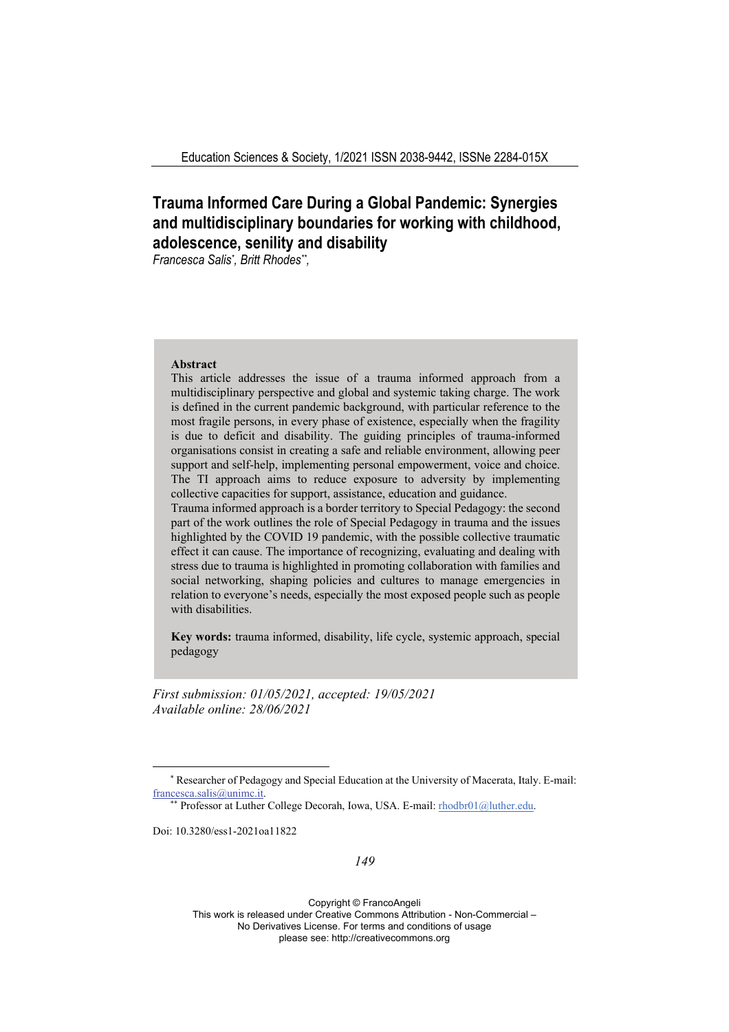# Trauma Informed Care During a Global Pandemic: Synergies and multidisciplinary boundaries for working with childhood, adolescence, senility and disability

*Francesca Salis*[*], *Britt Rhodes*[**],

**Abstract**

This article addresses the issue of a trauma informed approach from a multidisciplinary perspective and global and systemic taking charge. The work is defined in the current pandemic background, with particular reference to the most fragile persons, in every phase of existence, especially when the fragility is due to deficit and disability. The guiding principles of trauma-informed organisations consist in creating a safe and reliable environment, allowing peer support and self-help, implementing personal empowerment, voice and choice. The TI approach aims to reduce exposure to adversity by implementing collective capacities for support, assistance, education and guidance.

Trauma informed approach is a border territory to Special Pedagogy: the second part of the work outlines the role of Special Pedagogy in trauma and the issues highlighted by the COVID 19 pandemic, with the possible collective traumatic effect it can cause. The importance of recognizing, evaluating and dealing with stress due to trauma is highlighted in promoting collaboration with families and social networking, shaping policies and cultures to manage emergencies in relation to everyone's needs, especially the most exposed people such as people with disabilities.

**Key words:** trauma informed, disability, life cycle, systemic approach, special pedagogy

*First submission: 01/05/2021, accepted: 19/05/2021*
*Available online: 28/06/2021*

[*] Researcher of Pedagogy and Special Education at the University of Macerata, Italy. E-mail: francesca.salis@unimc.it.

[**] Professor at Luther College Decorah, Iowa, USA. E-mail: rhodbr01@luther.edu.

Doi: 10.3280/ess1-2021oa11822

Copyright © FrancoAngeli
This work is released under Creative Commons Attribution - Non-Commercial – No Derivatives License. For terms and conditions of usage please see: http://creativecommons.org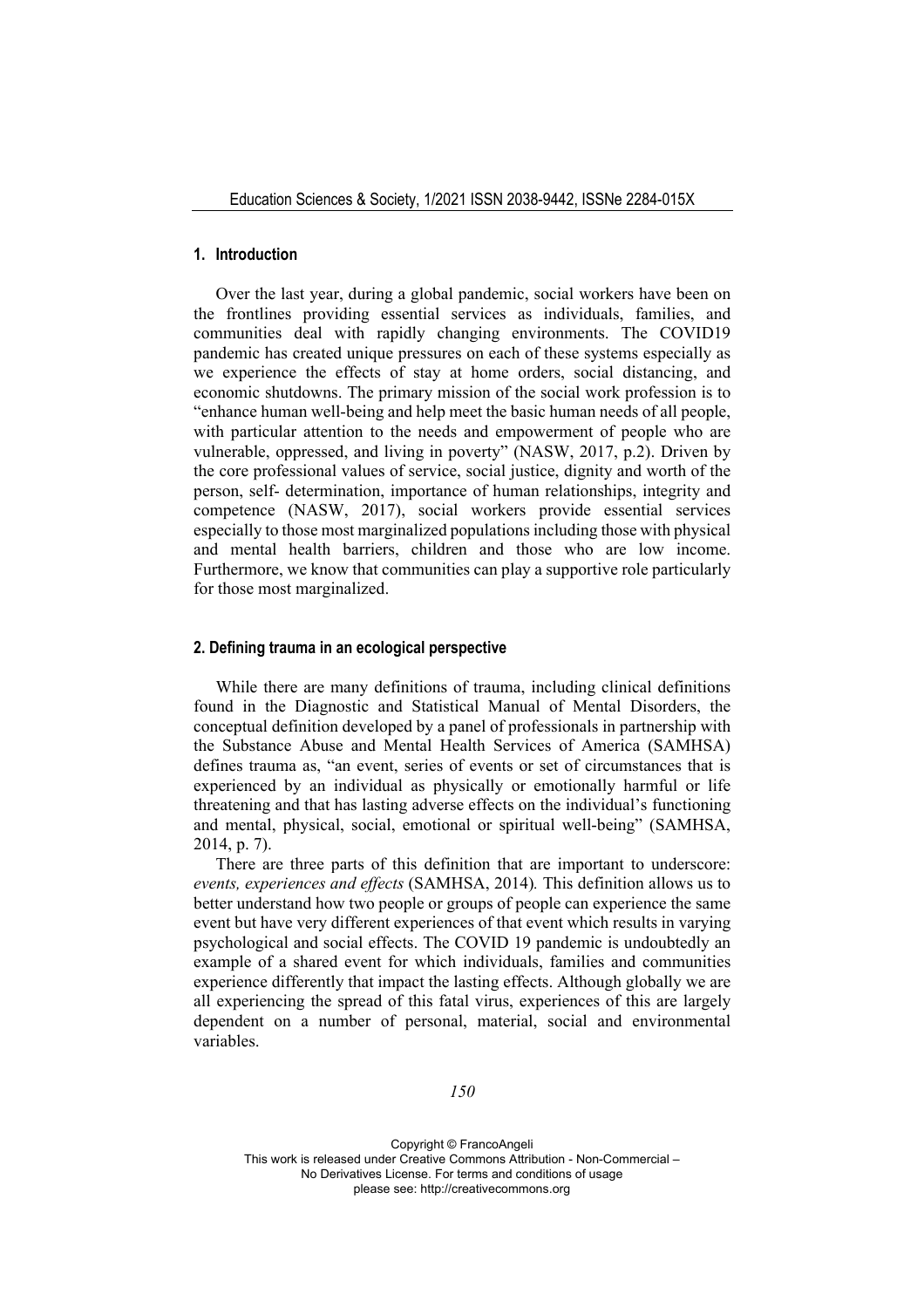## 1. Introduction

Over the last year, during a global pandemic, social workers have been on the frontlines providing essential services as individuals, families, and communities deal with rapidly changing environments. The COVID19 pandemic has created unique pressures on each of these systems especially as we experience the effects of stay at home orders, social distancing, and economic shutdowns. The primary mission of the social work profession is to "enhance human well-being and help meet the basic human needs of all people, with particular attention to the needs and empowerment of people who are vulnerable, oppressed, and living in poverty" (NASW, 2017, p.2). Driven by the core professional values of service, social justice, dignity and worth of the person, self- determination, importance of human relationships, integrity and competence (NASW, 2017), social workers provide essential services especially to those most marginalized populations including those with physical and mental health barriers, children and those who are low income. Furthermore, we know that communities can play a supportive role particularly for those most marginalized.

## 2. Defining trauma in an ecological perspective

While there are many definitions of trauma, including clinical definitions found in the Diagnostic and Statistical Manual of Mental Disorders, the conceptual definition developed by a panel of professionals in partnership with the Substance Abuse and Mental Health Services of America (SAMHSA) defines trauma as, "an event, series of events or set of circumstances that is experienced by an individual as physically or emotionally harmful or life threatening and that has lasting adverse effects on the individual's functioning and mental, physical, social, emotional or spiritual well-being" (SAMHSA, 2014, p. 7).

There are three parts of this definition that are important to underscore: *events, experiences and effects* (SAMHSA, 2014)*.* This definition allows us to better understand how two people or groups of people can experience the same event but have very different experiences of that event which results in varying psychological and social effects. The COVID 19 pandemic is undoubtedly an example of a shared event for which individuals, families and communities experience differently that impact the lasting effects. Although globally we are all experiencing the spread of this fatal virus, experiences of this are largely dependent on a number of personal, material, social and environmental variables.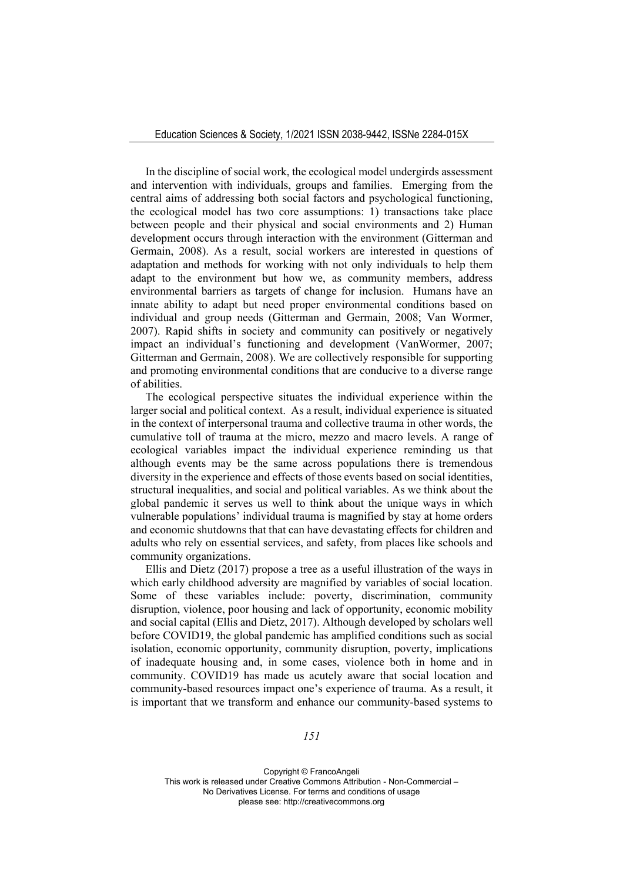In the discipline of social work, the ecological model undergirds assessment and intervention with individuals, groups and families. Emerging from the central aims of addressing both social factors and psychological functioning, the ecological model has two core assumptions: 1) transactions take place between people and their physical and social environments and 2) Human development occurs through interaction with the environment (Gitterman and Germain, 2008). As a result, social workers are interested in questions of adaptation and methods for working with not only individuals to help them adapt to the environment but how we, as community members, address environmental barriers as targets of change for inclusion. Humans have an innate ability to adapt but need proper environmental conditions based on individual and group needs (Gitterman and Germain, 2008; Van Wormer, 2007). Rapid shifts in society and community can positively or negatively impact an individual's functioning and development (VanWormer, 2007; Gitterman and Germain, 2008). We are collectively responsible for supporting and promoting environmental conditions that are conducive to a diverse range of abilities.

The ecological perspective situates the individual experience within the larger social and political context. As a result, individual experience is situated in the context of interpersonal trauma and collective trauma in other words, the cumulative toll of trauma at the micro, mezzo and macro levels. A range of ecological variables impact the individual experience reminding us that although events may be the same across populations there is tremendous diversity in the experience and effects of those events based on social identities, structural inequalities, and social and political variables. As we think about the global pandemic it serves us well to think about the unique ways in which vulnerable populations' individual trauma is magnified by stay at home orders and economic shutdowns that that can have devastating effects for children and adults who rely on essential services, and safety, from places like schools and community organizations.

Ellis and Dietz (2017) propose a tree as a useful illustration of the ways in which early childhood adversity are magnified by variables of social location. Some of these variables include: poverty, discrimination, community disruption, violence, poor housing and lack of opportunity, economic mobility and social capital (Ellis and Dietz, 2017). Although developed by scholars well before COVID19, the global pandemic has amplified conditions such as social isolation, economic opportunity, community disruption, poverty, implications of inadequate housing and, in some cases, violence both in home and in community. COVID19 has made us acutely aware that social location and community-based resources impact one's experience of trauma. As a result, it is important that we transform and enhance our community-based systems to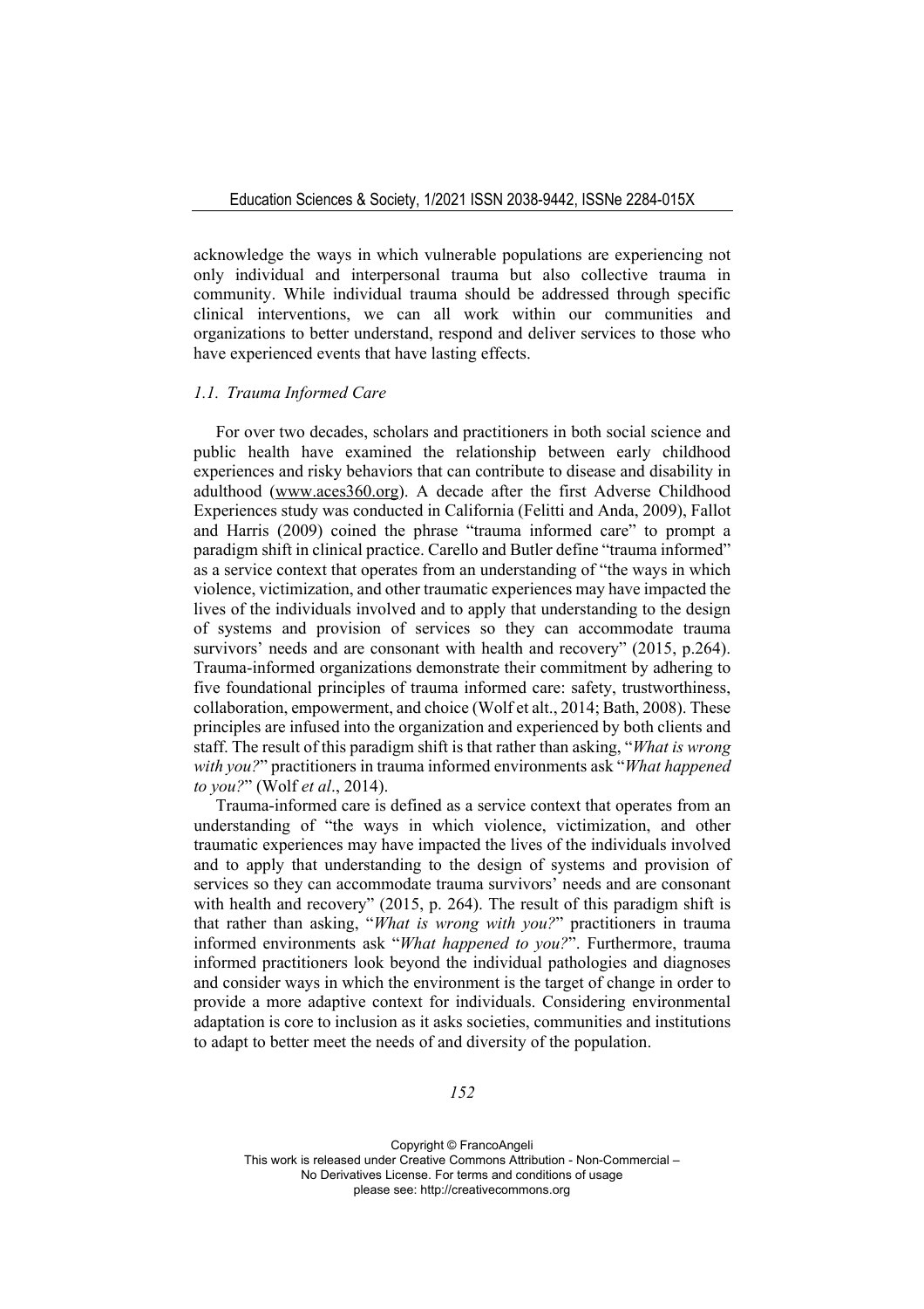acknowledge the ways in which vulnerable populations are experiencing not only individual and interpersonal trauma but also collective trauma in community. While individual trauma should be addressed through specific clinical interventions, we can all work within our communities and organizations to better understand, respond and deliver services to those who have experienced events that have lasting effects.

### *1.1. Trauma Informed Care*

For over two decades, scholars and practitioners in both social science and public health have examined the relationship between early childhood experiences and risky behaviors that can contribute to disease and disability in adulthood (www.aces360.org). A decade after the first Adverse Childhood Experiences study was conducted in California (Felitti and Anda, 2009), Fallot and Harris (2009) coined the phrase "trauma informed care" to prompt a paradigm shift in clinical practice. Carello and Butler define "trauma informed" as a service context that operates from an understanding of "the ways in which violence, victimization, and other traumatic experiences may have impacted the lives of the individuals involved and to apply that understanding to the design of systems and provision of services so they can accommodate trauma survivors' needs and are consonant with health and recovery" (2015, p.264). Trauma-informed organizations demonstrate their commitment by adhering to five foundational principles of trauma informed care: safety, trustworthiness, collaboration, empowerment, and choice (Wolf et alt., 2014; Bath, 2008). These principles are infused into the organization and experienced by both clients and staff. The result of this paradigm shift is that rather than asking, "*What is wrong with you?*" practitioners in trauma informed environments ask "*What happened to you?*" (Wolf *et al*., 2014).

Trauma-informed care is defined as a service context that operates from an understanding of "the ways in which violence, victimization, and other traumatic experiences may have impacted the lives of the individuals involved and to apply that understanding to the design of systems and provision of services so they can accommodate trauma survivors' needs and are consonant with health and recovery" (2015, p. 264). The result of this paradigm shift is that rather than asking, "*What is wrong with you?*" practitioners in trauma informed environments ask "*What happened to you?*". Furthermore, trauma informed practitioners look beyond the individual pathologies and diagnoses and consider ways in which the environment is the target of change in order to provide a more adaptive context for individuals. Considering environmental adaptation is core to inclusion as it asks societies, communities and institutions to adapt to better meet the needs of and diversity of the population.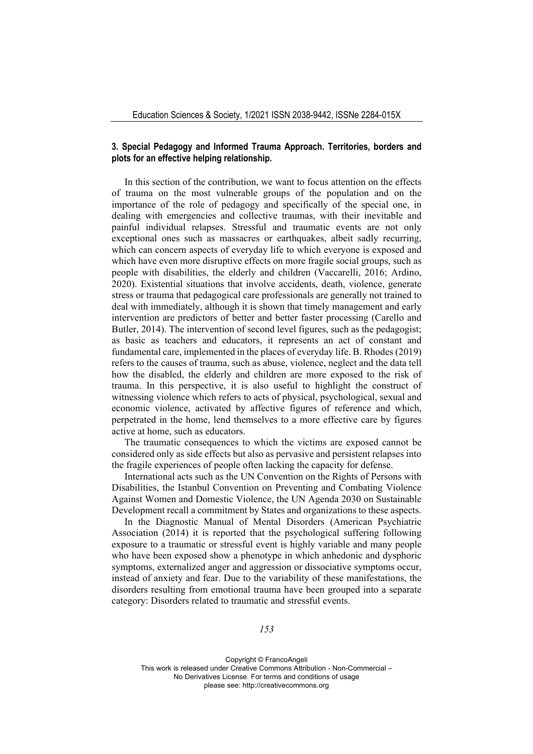### 3. Special Pedagogy and Informed Trauma Approach. Territories, borders and plots for an effective helping relationship.

In this section of the contribution, we want to focus attention on the effects of trauma on the most vulnerable groups of the population and on the importance of the role of pedagogy and specifically of the special one, in dealing with emergencies and collective traumas, with their inevitable and painful individual relapses. Stressful and traumatic events are not only exceptional ones such as massacres or earthquakes, albeit sadly recurring, which can concern aspects of everyday life to which everyone is exposed and which have even more disruptive effects on more fragile social groups, such as people with disabilities, the elderly and children (Vaccarelli, 2016; Ardino, 2020). Existential situations that involve accidents, death, violence, generate stress or trauma that pedagogical care professionals are generally not trained to deal with immediately, although it is shown that timely management and early intervention are predictors of better and better faster processing (Carello and Butler, 2014). The intervention of second level figures, such as the pedagogist; as basic as teachers and educators, it represents an act of constant and fundamental care, implemented in the places of everyday life. B. Rhodes (2019) refers to the causes of trauma, such as abuse, violence, neglect and the data tell how the disabled, the elderly and children are more exposed to the risk of trauma. In this perspective, it is also useful to highlight the construct of witnessing violence which refers to acts of physical, psychological, sexual and economic violence, activated by affective figures of reference and which, perpetrated in the home, lend themselves to a more effective care by figures active at home, such as educators.

The traumatic consequences to which the victims are exposed cannot be considered only as side effects but also as pervasive and persistent relapses into the fragile experiences of people often lacking the capacity for defense.

International acts such as the UN Convention on the Rights of Persons with Disabilities, the Istanbul Convention on Preventing and Combating Violence Against Women and Domestic Violence, the UN Agenda 2030 on Sustainable Development recall a commitment by States and organizations to these aspects.

In the Diagnostic Manual of Mental Disorders (American Psychiatric Association (2014) it is reported that the psychological suffering following exposure to a traumatic or stressful event is highly variable and many people who have been exposed show a phenotype in which anhedonic and dysphoric symptoms, externalized anger and aggression or dissociative symptoms occur, instead of anxiety and fear. Due to the variability of these manifestations, the disorders resulting from emotional trauma have been grouped into a separate category: Disorders related to traumatic and stressful events.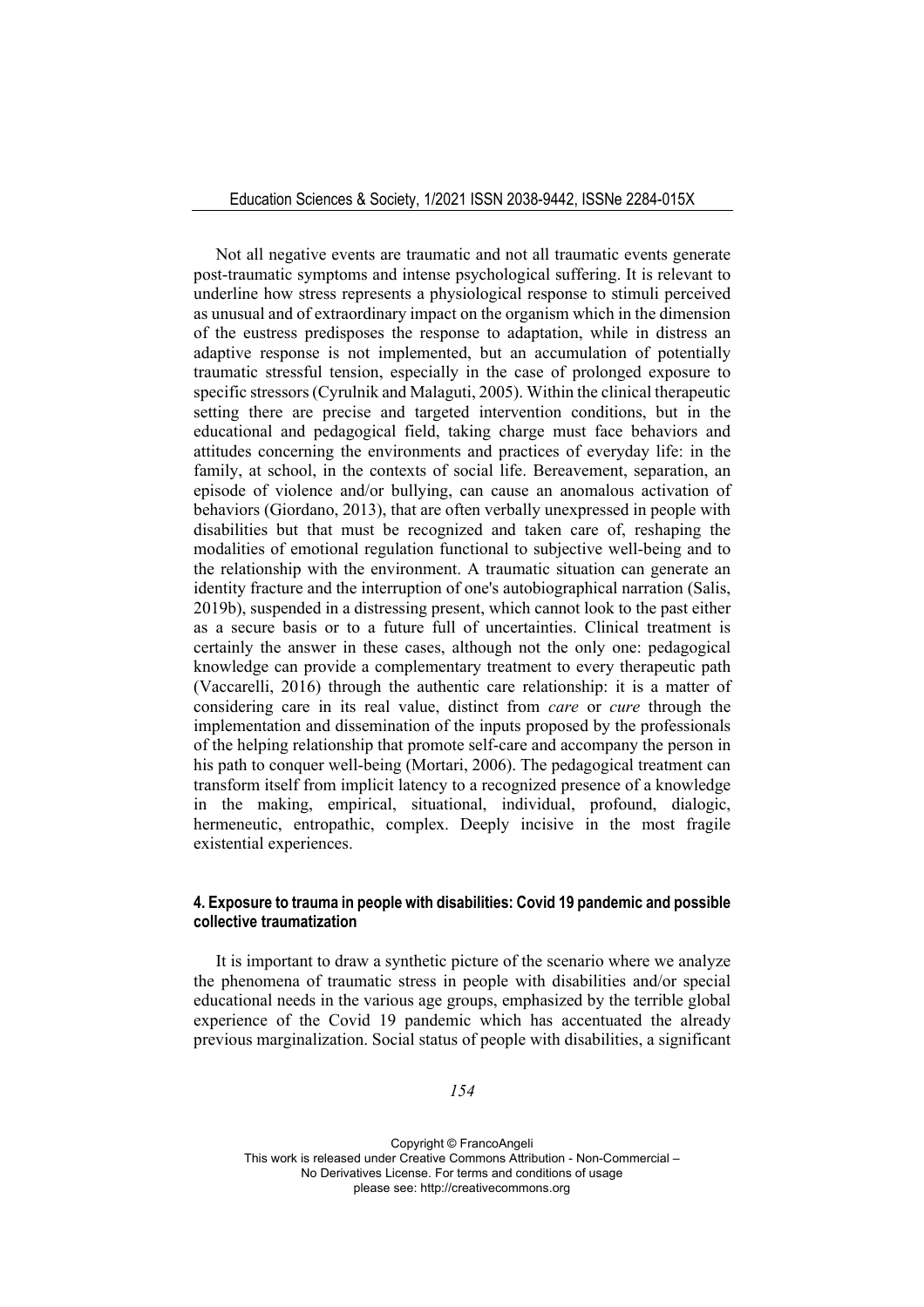Not all negative events are traumatic and not all traumatic events generate post-traumatic symptoms and intense psychological suffering. It is relevant to underline how stress represents a physiological response to stimuli perceived as unusual and of extraordinary impact on the organism which in the dimension of the eustress predisposes the response to adaptation, while in distress an adaptive response is not implemented, but an accumulation of potentially traumatic stressful tension, especially in the case of prolonged exposure to specific stressors (Cyrulnik and Malaguti, 2005). Within the clinical therapeutic setting there are precise and targeted intervention conditions, but in the educational and pedagogical field, taking charge must face behaviors and attitudes concerning the environments and practices of everyday life: in the family, at school, in the contexts of social life. Bereavement, separation, an episode of violence and/or bullying, can cause an anomalous activation of behaviors (Giordano, 2013), that are often verbally unexpressed in people with disabilities but that must be recognized and taken care of, reshaping the modalities of emotional regulation functional to subjective well-being and to the relationship with the environment. A traumatic situation can generate an identity fracture and the interruption of one's autobiographical narration (Salis, 2019b), suspended in a distressing present, which cannot look to the past either as a secure basis or to a future full of uncertainties. Clinical treatment is certainly the answer in these cases, although not the only one: pedagogical knowledge can provide a complementary treatment to every therapeutic path (Vaccarelli, 2016) through the authentic care relationship: it is a matter of considering care in its real value, distinct from *care* or *cure* through the implementation and dissemination of the inputs proposed by the professionals of the helping relationship that promote self-care and accompany the person in his path to conquer well-being (Mortari, 2006). The pedagogical treatment can transform itself from implicit latency to a recognized presence of a knowledge in the making, empirical, situational, individual, profound, dialogic, hermeneutic, entropathic, complex. Deeply incisive in the most fragile existential experiences.

## 4. Exposure to trauma in people with disabilities: Covid 19 pandemic and possible collective traumatization

It is important to draw a synthetic picture of the scenario where we analyze the phenomena of traumatic stress in people with disabilities and/or special educational needs in the various age groups, emphasized by the terrible global experience of the Covid 19 pandemic which has accentuated the already previous marginalization. Social status of people with disabilities, a significant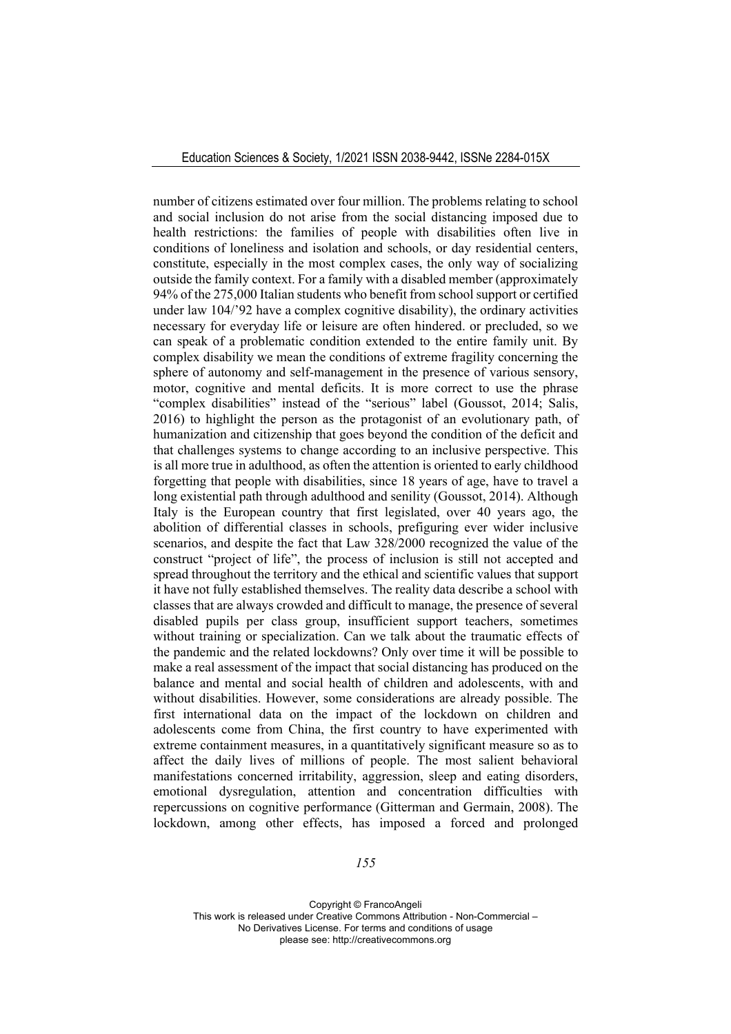number of citizens estimated over four million. The problems relating to school and social inclusion do not arise from the social distancing imposed due to health restrictions: the families of people with disabilities often live in conditions of loneliness and isolation and schools, or day residential centers, constitute, especially in the most complex cases, the only way of socializing outside the family context. For a family with a disabled member (approximately 94% of the 275,000 Italian students who benefit from school support or certified under law 104/'92 have a complex cognitive disability), the ordinary activities necessary for everyday life or leisure are often hindered. or precluded, so we can speak of a problematic condition extended to the entire family unit. By complex disability we mean the conditions of extreme fragility concerning the sphere of autonomy and self-management in the presence of various sensory, motor, cognitive and mental deficits. It is more correct to use the phrase "complex disabilities" instead of the "serious" label (Goussot, 2014; Salis, 2016) to highlight the person as the protagonist of an evolutionary path, of humanization and citizenship that goes beyond the condition of the deficit and that challenges systems to change according to an inclusive perspective. This is all more true in adulthood, as often the attention is oriented to early childhood forgetting that people with disabilities, since 18 years of age, have to travel a long existential path through adulthood and senility (Goussot, 2014). Although Italy is the European country that first legislated, over 40 years ago, the abolition of differential classes in schools, prefiguring ever wider inclusive scenarios, and despite the fact that Law 328/2000 recognized the value of the construct "project of life", the process of inclusion is still not accepted and spread throughout the territory and the ethical and scientific values that support it have not fully established themselves. The reality data describe a school with classes that are always crowded and difficult to manage, the presence of several disabled pupils per class group, insufficient support teachers, sometimes without training or specialization. Can we talk about the traumatic effects of the pandemic and the related lockdowns? Only over time it will be possible to make a real assessment of the impact that social distancing has produced on the balance and mental and social health of children and adolescents, with and without disabilities. However, some considerations are already possible. The first international data on the impact of the lockdown on children and adolescents come from China, the first country to have experimented with extreme containment measures, in a quantitatively significant measure so as to affect the daily lives of millions of people. The most salient behavioral manifestations concerned irritability, aggression, sleep and eating disorders, emotional dysregulation, attention and concentration difficulties with repercussions on cognitive performance (Gitterman and Germain, 2008). The lockdown, among other effects, has imposed a forced and prolonged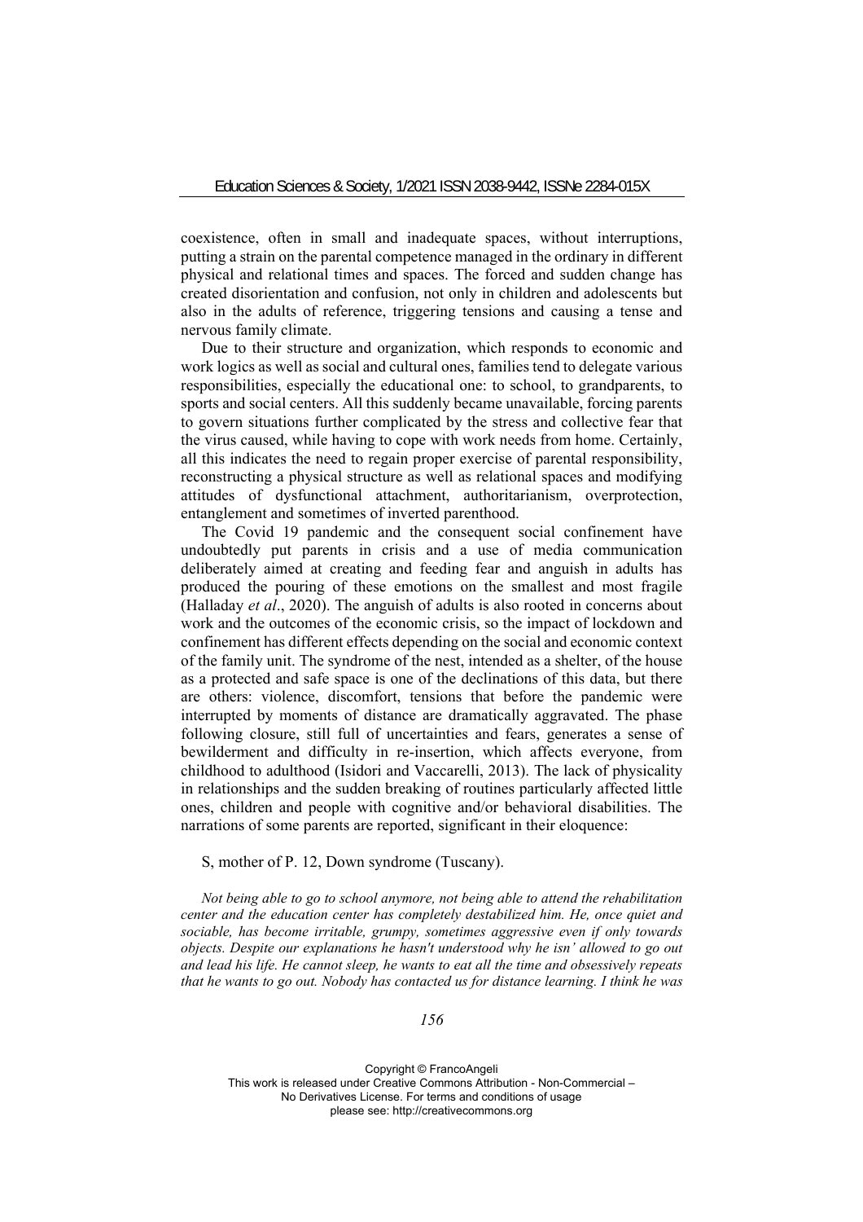coexistence, often in small and inadequate spaces, without interruptions, putting a strain on the parental competence managed in the ordinary in different physical and relational times and spaces. The forced and sudden change has created disorientation and confusion, not only in children and adolescents but also in the adults of reference, triggering tensions and causing a tense and nervous family climate.

Due to their structure and organization, which responds to economic and work logics as well as social and cultural ones, families tend to delegate various responsibilities, especially the educational one: to school, to grandparents, to sports and social centers. All this suddenly became unavailable, forcing parents to govern situations further complicated by the stress and collective fear that the virus caused, while having to cope with work needs from home. Certainly, all this indicates the need to regain proper exercise of parental responsibility, reconstructing a physical structure as well as relational spaces and modifying attitudes of dysfunctional attachment, authoritarianism, overprotection, entanglement and sometimes of inverted parenthood.

The Covid 19 pandemic and the consequent social confinement have undoubtedly put parents in crisis and a use of media communication deliberately aimed at creating and feeding fear and anguish in adults has produced the pouring of these emotions on the smallest and most fragile (Halladay *et al*., 2020). The anguish of adults is also rooted in concerns about work and the outcomes of the economic crisis, so the impact of lockdown and confinement has different effects depending on the social and economic context of the family unit. The syndrome of the nest, intended as a shelter, of the house as a protected and safe space is one of the declinations of this data, but there are others: violence, discomfort, tensions that before the pandemic were interrupted by moments of distance are dramatically aggravated. The phase following closure, still full of uncertainties and fears, generates a sense of bewilderment and difficulty in re-insertion, which affects everyone, from childhood to adulthood (Isidori and Vaccarelli, 2013). The lack of physicality in relationships and the sudden breaking of routines particularly affected little ones, children and people with cognitive and/or behavioral disabilities. The narrations of some parents are reported, significant in their eloquence:

S, mother of P. 12, Down syndrome (Tuscany).

*Not being able to go to school anymore, not being able to attend the rehabilitation center and the education center has completely destabilized him. He, once quiet and sociable, has become irritable, grumpy, sometimes aggressive even if only towards objects. Despite our explanations he hasn't understood why he isn' allowed to go out and lead his life. He cannot sleep, he wants to eat all the time and obsessively repeats that he wants to go out. Nobody has contacted us for distance learning. I think he was*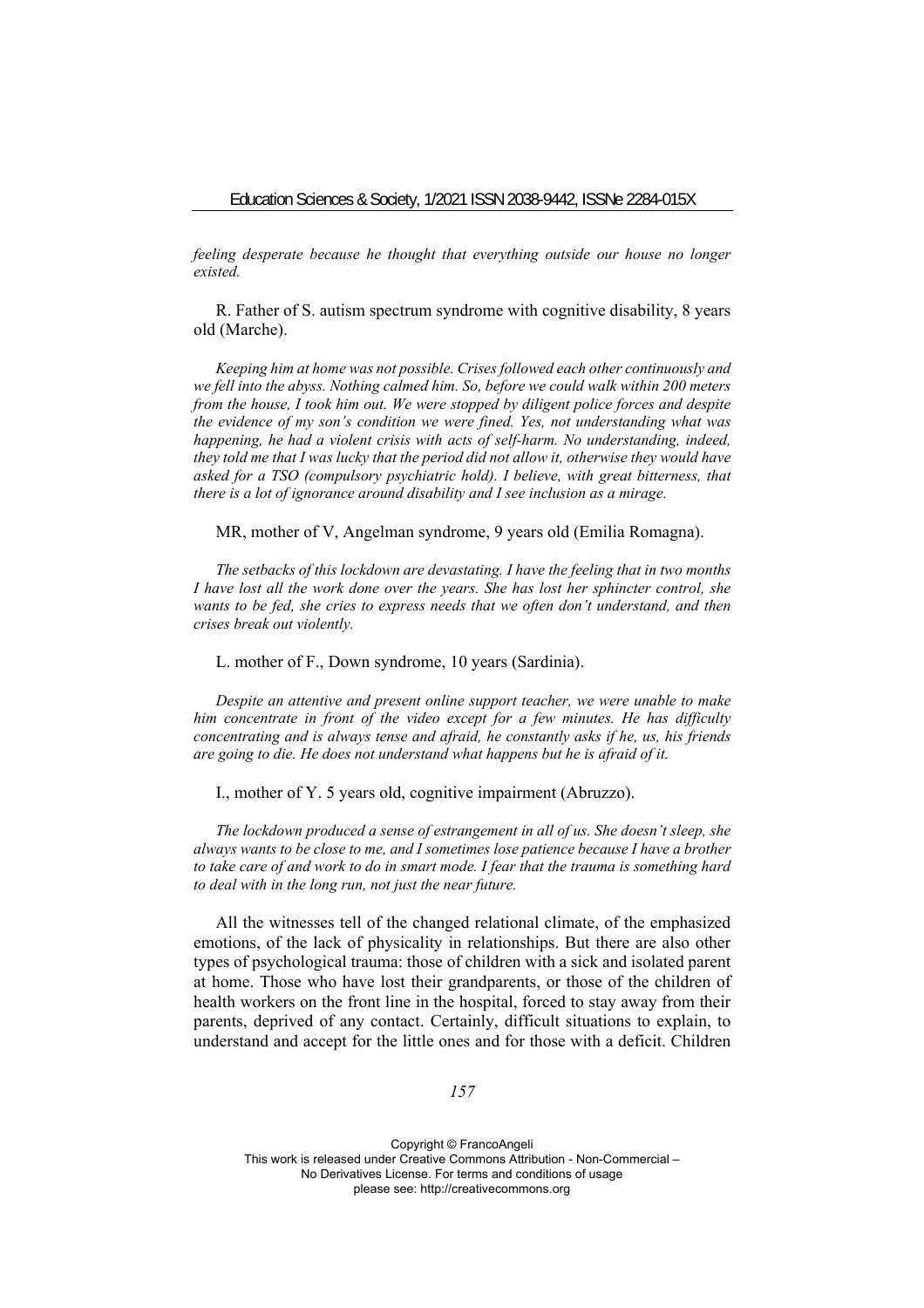*feeling desperate because he thought that everything outside our house no longer existed.*

R. Father of S. autism spectrum syndrome with cognitive disability, 8 years old (Marche).

*Keeping him at home was not possible. Crises followed each other continuously and we fell into the abyss. Nothing calmed him. So, before we could walk within 200 meters from the house, I took him out. We were stopped by diligent police forces and despite the evidence of my son's condition we were fined. Yes, not understanding what was happening, he had a violent crisis with acts of self-harm. No understanding, indeed, they told me that I was lucky that the period did not allow it, otherwise they would have asked for a TSO (compulsory psychiatric hold). I believe, with great bitterness, that there is a lot of ignorance around disability and I see inclusion as a mirage.*

MR, mother of V, Angelman syndrome, 9 years old (Emilia Romagna).

*The setbacks of this lockdown are devastating. I have the feeling that in two months I have lost all the work done over the years. She has lost her sphincter control, she wants to be fed, she cries to express needs that we often don't understand, and then crises break out violently.*

L. mother of F., Down syndrome, 10 years (Sardinia).

*Despite an attentive and present online support teacher, we were unable to make him concentrate in front of the video except for a few minutes. He has difficulty concentrating and is always tense and afraid, he constantly asks if he, us, his friends are going to die. He does not understand what happens but he is afraid of it.*

I., mother of Y. 5 years old, cognitive impairment (Abruzzo).

*The lockdown produced a sense of estrangement in all of us. She doesn't sleep, she always wants to be close to me, and I sometimes lose patience because I have a brother to take care of and work to do in smart mode. I fear that the trauma is something hard to deal with in the long run, not just the near future.*

All the witnesses tell of the changed relational climate, of the emphasized emotions, of the lack of physicality in relationships. But there are also other types of psychological trauma: those of children with a sick and isolated parent at home. Those who have lost their grandparents, or those of the children of health workers on the front line in the hospital, forced to stay away from their parents, deprived of any contact. Certainly, difficult situations to explain, to understand and accept for the little ones and for those with a deficit. Children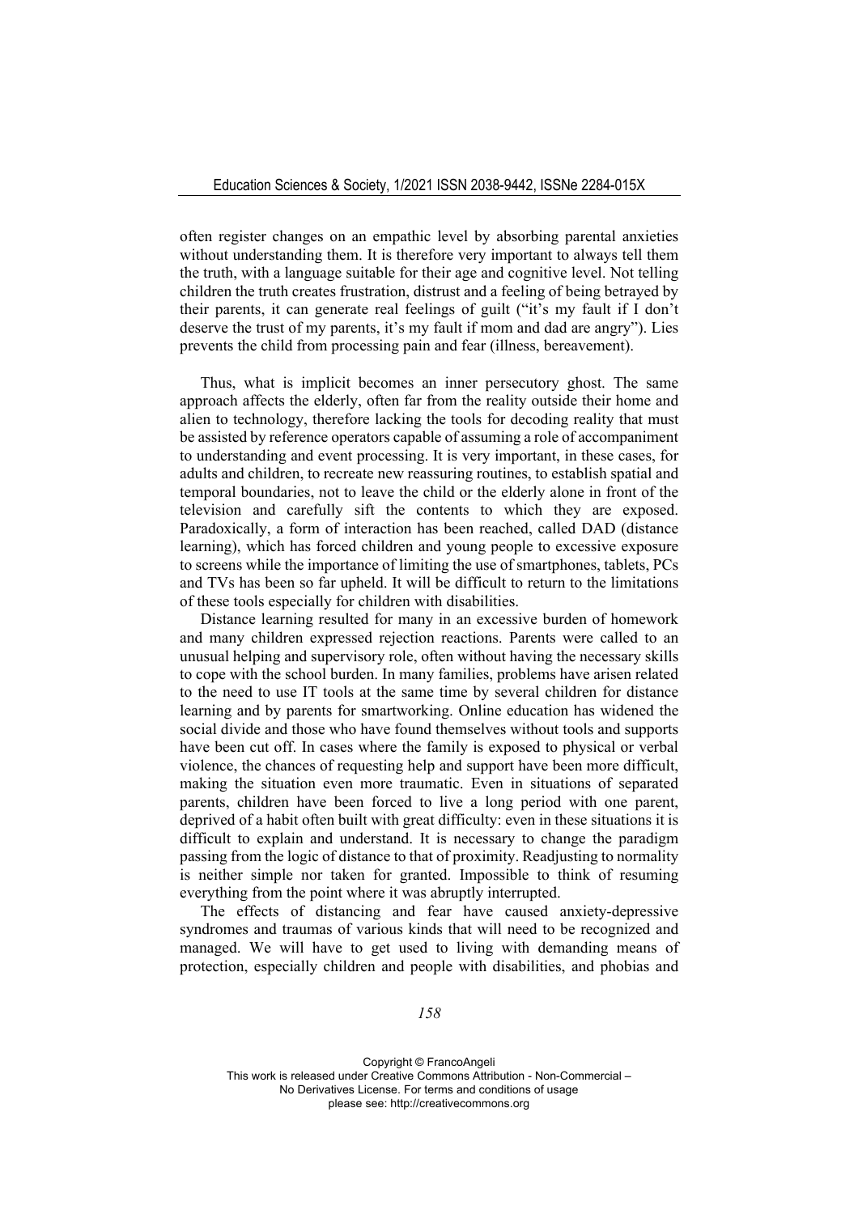often register changes on an empathic level by absorbing parental anxieties without understanding them. It is therefore very important to always tell them the truth, with a language suitable for their age and cognitive level. Not telling children the truth creates frustration, distrust and a feeling of being betrayed by their parents, it can generate real feelings of guilt ("it's my fault if I don't deserve the trust of my parents, it's my fault if mom and dad are angry"). Lies prevents the child from processing pain and fear (illness, bereavement).

Thus, what is implicit becomes an inner persecutory ghost. The same approach affects the elderly, often far from the reality outside their home and alien to technology, therefore lacking the tools for decoding reality that must be assisted by reference operators capable of assuming a role of accompaniment to understanding and event processing. It is very important, in these cases, for adults and children, to recreate new reassuring routines, to establish spatial and temporal boundaries, not to leave the child or the elderly alone in front of the television and carefully sift the contents to which they are exposed. Paradoxically, a form of interaction has been reached, called DAD (distance learning), which has forced children and young people to excessive exposure to screens while the importance of limiting the use of smartphones, tablets, PCs and TVs has been so far upheld. It will be difficult to return to the limitations of these tools especially for children with disabilities.

Distance learning resulted for many in an excessive burden of homework and many children expressed rejection reactions. Parents were called to an unusual helping and supervisory role, often without having the necessary skills to cope with the school burden. In many families, problems have arisen related to the need to use IT tools at the same time by several children for distance learning and by parents for smartworking. Online education has widened the social divide and those who have found themselves without tools and supports have been cut off. In cases where the family is exposed to physical or verbal violence, the chances of requesting help and support have been more difficult, making the situation even more traumatic. Even in situations of separated parents, children have been forced to live a long period with one parent, deprived of a habit often built with great difficulty: even in these situations it is difficult to explain and understand. It is necessary to change the paradigm passing from the logic of distance to that of proximity. Readjusting to normality is neither simple nor taken for granted. Impossible to think of resuming everything from the point where it was abruptly interrupted.

The effects of distancing and fear have caused anxiety-depressive syndromes and traumas of various kinds that will need to be recognized and managed. We will have to get used to living with demanding means of protection, especially children and people with disabilities, and phobias and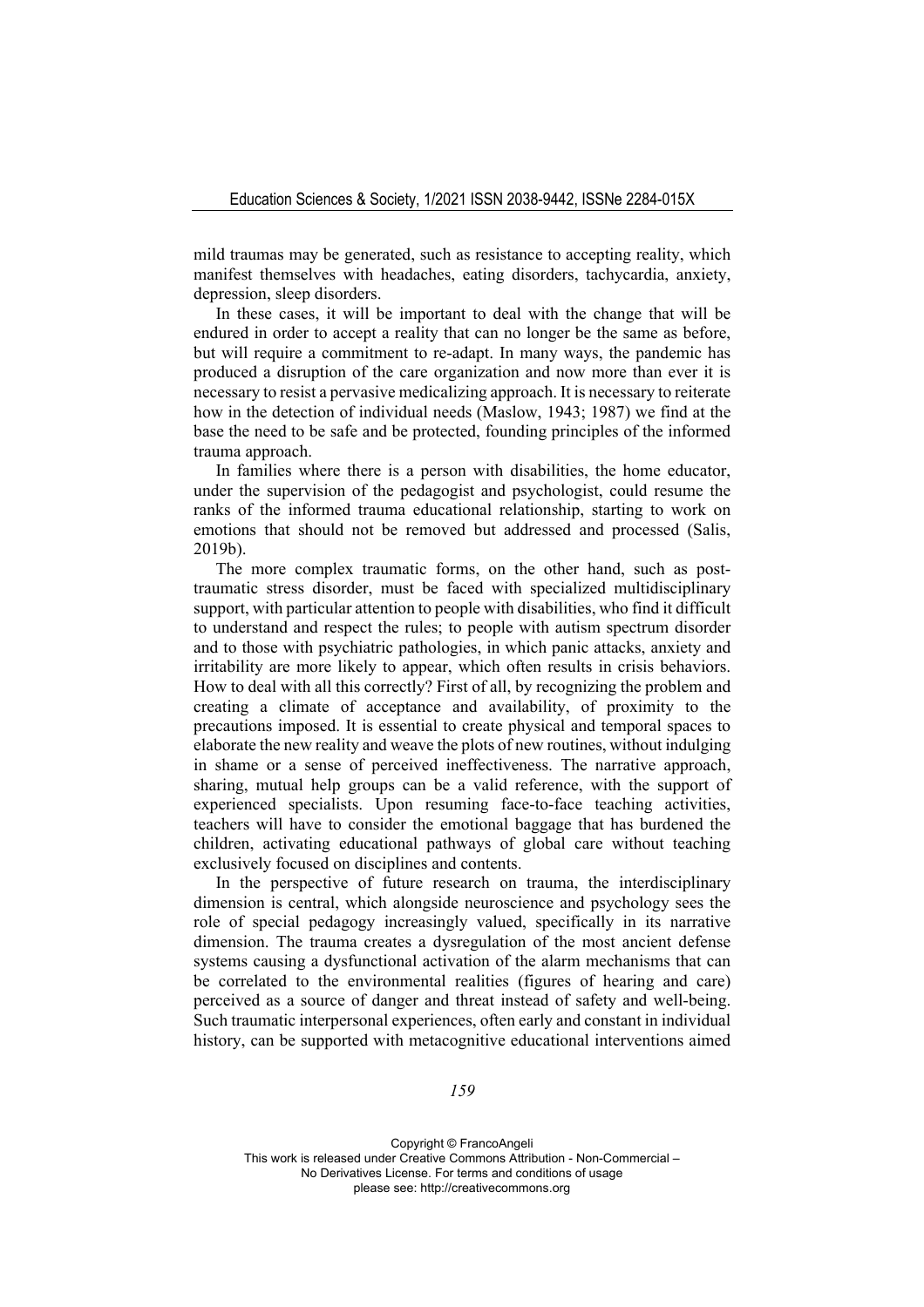mild traumas may be generated, such as resistance to accepting reality, which manifest themselves with headaches, eating disorders, tachycardia, anxiety, depression, sleep disorders.

In these cases, it will be important to deal with the change that will be endured in order to accept a reality that can no longer be the same as before, but will require a commitment to re-adapt. In many ways, the pandemic has produced a disruption of the care organization and now more than ever it is necessary to resist a pervasive medicalizing approach. It is necessary to reiterate how in the detection of individual needs (Maslow, 1943; 1987) we find at the base the need to be safe and be protected, founding principles of the informed trauma approach.

In families where there is a person with disabilities, the home educator, under the supervision of the pedagogist and psychologist, could resume the ranks of the informed trauma educational relationship, starting to work on emotions that should not be removed but addressed and processed (Salis, 2019b).

The more complex traumatic forms, on the other hand, such as post-traumatic stress disorder, must be faced with specialized multidisciplinary support, with particular attention to people with disabilities, who find it difficult to understand and respect the rules; to people with autism spectrum disorder and to those with psychiatric pathologies, in which panic attacks, anxiety and irritability are more likely to appear, which often results in crisis behaviors. How to deal with all this correctly? First of all, by recognizing the problem and creating a climate of acceptance and availability, of proximity to the precautions imposed. It is essential to create physical and temporal spaces to elaborate the new reality and weave the plots of new routines, without indulging in shame or a sense of perceived ineffectiveness. The narrative approach, sharing, mutual help groups can be a valid reference, with the support of experienced specialists. Upon resuming face-to-face teaching activities, teachers will have to consider the emotional baggage that has burdened the children, activating educational pathways of global care without teaching exclusively focused on disciplines and contents.

In the perspective of future research on trauma, the interdisciplinary dimension is central, which alongside neuroscience and psychology sees the role of special pedagogy increasingly valued, specifically in its narrative dimension. The trauma creates a dysregulation of the most ancient defense systems causing a dysfunctional activation of the alarm mechanisms that can be correlated to the environmental realities (figures of hearing and care) perceived as a source of danger and threat instead of safety and well-being. Such traumatic interpersonal experiences, often early and constant in individual history, can be supported with metacognitive educational interventions aimed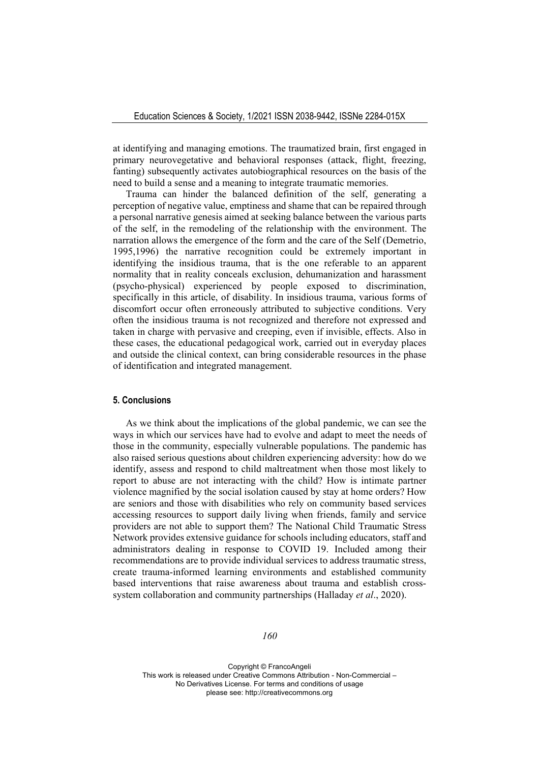at identifying and managing emotions. The traumatized brain, first engaged in primary neurovegetative and behavioral responses (attack, flight, freezing, fanting) subsequently activates autobiographical resources on the basis of the need to build a sense and a meaning to integrate traumatic memories.

Trauma can hinder the balanced definition of the self, generating a perception of negative value, emptiness and shame that can be repaired through a personal narrative genesis aimed at seeking balance between the various parts of the self, in the remodeling of the relationship with the environment. The narration allows the emergence of the form and the care of the Self (Demetrio, 1995,1996) the narrative recognition could be extremely important in identifying the insidious trauma, that is the one referable to an apparent normality that in reality conceals exclusion, dehumanization and harassment (psycho-physical) experienced by people exposed to discrimination, specifically in this article, of disability. In insidious trauma, various forms of discomfort occur often erroneously attributed to subjective conditions. Very often the insidious trauma is not recognized and therefore not expressed and taken in charge with pervasive and creeping, even if invisible, effects. Also in these cases, the educational pedagogical work, carried out in everyday places and outside the clinical context, can bring considerable resources in the phase of identification and integrated management.

## 5. Conclusions

As we think about the implications of the global pandemic, we can see the ways in which our services have had to evolve and adapt to meet the needs of those in the community, especially vulnerable populations. The pandemic has also raised serious questions about children experiencing adversity: how do we identify, assess and respond to child maltreatment when those most likely to report to abuse are not interacting with the child? How is intimate partner violence magnified by the social isolation caused by stay at home orders? How are seniors and those with disabilities who rely on community based services accessing resources to support daily living when friends, family and service providers are not able to support them? The National Child Traumatic Stress Network provides extensive guidance for schools including educators, staff and administrators dealing in response to COVID 19. Included among their recommendations are to provide individual services to address traumatic stress, create trauma-informed learning environments and established community based interventions that raise awareness about trauma and establish cross-system collaboration and community partnerships (Halladay *et al*., 2020).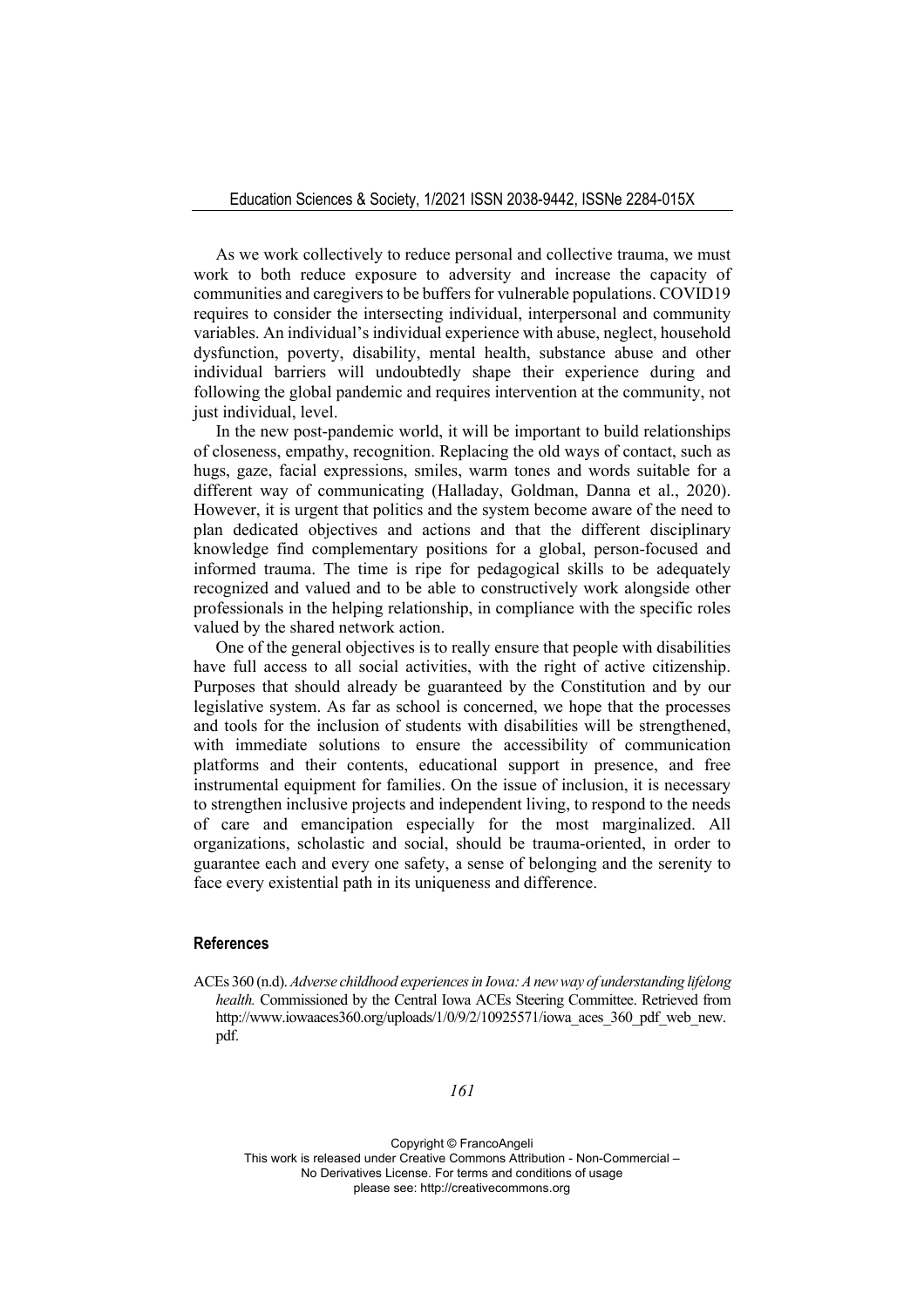As we work collectively to reduce personal and collective trauma, we must work to both reduce exposure to adversity and increase the capacity of communities and caregivers to be buffers for vulnerable populations. COVID19 requires to consider the intersecting individual, interpersonal and community variables. An individual's individual experience with abuse, neglect, household dysfunction, poverty, disability, mental health, substance abuse and other individual barriers will undoubtedly shape their experience during and following the global pandemic and requires intervention at the community, not just individual, level.

In the new post-pandemic world, it will be important to build relationships of closeness, empathy, recognition. Replacing the old ways of contact, such as hugs, gaze, facial expressions, smiles, warm tones and words suitable for a different way of communicating (Halladay, Goldman, Danna et al., 2020). However, it is urgent that politics and the system become aware of the need to plan dedicated objectives and actions and that the different disciplinary knowledge find complementary positions for a global, person-focused and informed trauma. The time is ripe for pedagogical skills to be adequately recognized and valued and to be able to constructively work alongside other professionals in the helping relationship, in compliance with the specific roles valued by the shared network action.

One of the general objectives is to really ensure that people with disabilities have full access to all social activities, with the right of active citizenship. Purposes that should already be guaranteed by the Constitution and by our legislative system. As far as school is concerned, we hope that the processes and tools for the inclusion of students with disabilities will be strengthened, with immediate solutions to ensure the accessibility of communication platforms and their contents, educational support in presence, and free instrumental equipment for families. On the issue of inclusion, it is necessary to strengthen inclusive projects and independent living, to respond to the needs of care and emancipation especially for the most marginalized. All organizations, scholastic and social, should be trauma-oriented, in order to guarantee each and every one safety, a sense of belonging and the serenity to face every existential path in its uniqueness and difference.

## References

ACEs 360 (n.d). *Adverse childhood experiences in Iowa: A new way of understanding lifelong health.* Commissioned by the Central Iowa ACEs Steering Committee. Retrieved from http://www.iowaaces360.org/uploads/1/0/9/2/10925571/iowa_aces_360_pdf_web_new.pdf.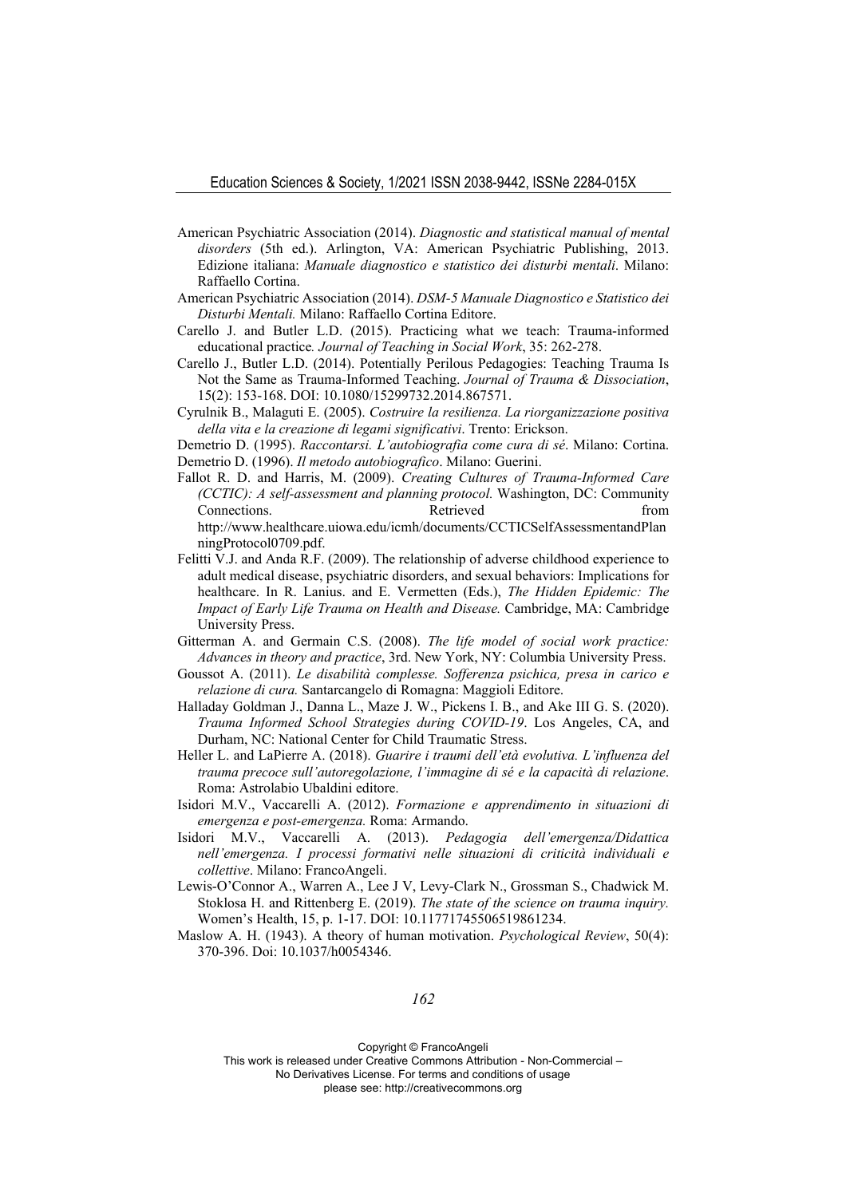American Psychiatric Association (2014). *Diagnostic and statistical manual of mental disorders* (5th ed.). Arlington, VA: American Psychiatric Publishing, 2013. Edizione italiana: *Manuale diagnostico e statistico dei disturbi mentali*. Milano: Raffaello Cortina.

American Psychiatric Association (2014). *DSM-5 Manuale Diagnostico e Statistico dei Disturbi Mentali.* Milano: Raffaello Cortina Editore.

Carello J. and Butler L.D. (2015). Practicing what we teach: Trauma-informed educational practice*. Journal of Teaching in Social Work*, 35: 262-278.

Carello J., Butler L.D. (2014). Potentially Perilous Pedagogies: Teaching Trauma Is Not the Same as Trauma-Informed Teaching. *Journal of Trauma & Dissociation*, 15(2): 153-168. DOI: 10.1080/15299732.2014.867571.

Cyrulnik B., Malaguti E. (2005). *Costruire la resilienza. La riorganizzazione positiva della vita e la creazione di legami significativi*. Trento: Erickson.

Demetrio D. (1995). *Raccontarsi. L'autobiografia come cura di sé*. Milano: Cortina.

Demetrio D. (1996). *Il metodo autobiografico*. Milano: Guerini.

Fallot R. D. and Harris, M. (2009). *Creating Cultures of Trauma-Informed Care (CCTIC): A self-assessment and planning protocol.* Washington, DC: Community Connections. Retrieved from http://www.healthcare.uiowa.edu/icmh/documents/CCTICSelfAssessmentandPlanningProtocol0709.pdf.

Felitti V.J. and Anda R.F. (2009). The relationship of adverse childhood experience to adult medical disease, psychiatric disorders, and sexual behaviors: Implications for healthcare. In R. Lanius. and E. Vermetten (Eds.), *The Hidden Epidemic: The Impact of Early Life Trauma on Health and Disease.* Cambridge, MA: Cambridge University Press.

Gitterman A. and Germain C.S. (2008). *The life model of social work practice: Advances in theory and practice*, 3rd. New York, NY: Columbia University Press.

Goussot A. (2011). *Le disabilità complesse. Sofferenza psichica, presa in carico e relazione di cura.* Santarcangelo di Romagna: Maggioli Editore.

Halladay Goldman J., Danna L., Maze J. W., Pickens I. B., and Ake III G. S. (2020). *Trauma Informed School Strategies during COVID-19*. Los Angeles, CA, and Durham, NC: National Center for Child Traumatic Stress.

Heller L. and LaPierre A. (2018). *Guarire i traumi dell'età evolutiva. L'influenza del trauma precoce sull'autoregolazione, l'immagine di sé e la capacità di relazione*. Roma: Astrolabio Ubaldini editore.

Isidori M.V., Vaccarelli A. (2012). *Formazione e apprendimento in situazioni di emergenza e post-emergenza.* Roma: Armando.

Isidori M.V., Vaccarelli A. (2013). *Pedagogia dell'emergenza/Didattica nell'emergenza. I processi formativi nelle situazioni di criticità individuali e collettive*. Milano: FrancoAngeli.

Lewis-O'Connor A., Warren A., Lee J V, Levy-Clark N., Grossman S., Chadwick M. Stoklosa H. and Rittenberg E. (2019). *The state of the science on trauma inquiry.* Women's Health, 15, p. 1-17. DOI: 10.1177174550651986123­4.

Maslow A. H. (1943). A theory of human motivation. *Psychological Review*, 50(4): 370-396. Doi: 10.1037/h0054346.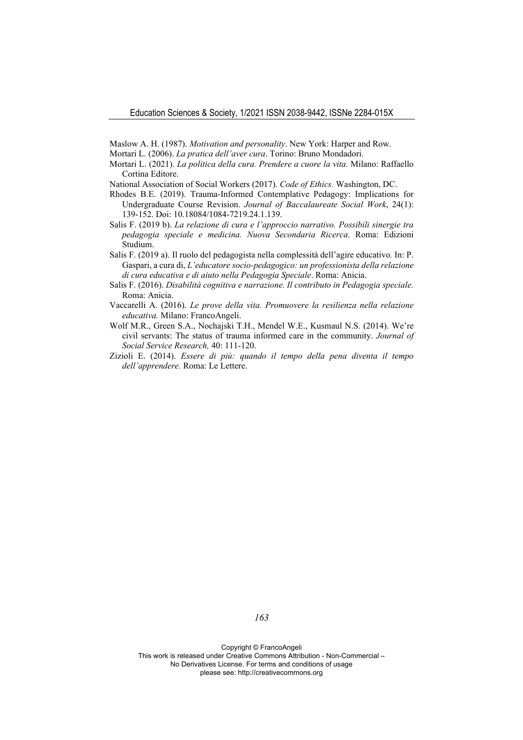Maslow A. H. (1987). *Motivation and personality*. New York: Harper and Row.

Mortari L. (2006). *La pratica dell'aver cura*. Torino: Bruno Mondadori.

Mortari L. (2021). *La politica della cura. Prendere a cuore la vita.* Milano: Raffaello Cortina Editore.

National Association of Social Workers (2017). *Code of Ethics.* Washington, DC.

Rhodes B.E. (2019). Trauma-Informed Contemplative Pedagogy: Implications for Undergraduate Course Revision. *Journal of Baccalaureate Social Work*, 24(1): 139-152. Doi: 10.18084/1084-7219.24.1.139.

Salis F. (2019 b). *La relazione di cura e l'approccio narrativo. Possibili sinergie tra pedagogia speciale e medicina. Nuova Secondaria Ricerca*. Roma: Edizioni Studium.

Salis F. (2019 a). Il ruolo del pedagogista nella complessità dell'agire educativo*.* In: P. Gaspari, a cura di, *L'educatore socio-pedagogico: un professionista della relazione di cura educativa e di aiuto nella Pedagogia Speciale*. Roma: Anicia.

Salis F. (2016). *Disabilità cognitiva e narrazione. Il contributo in Pedagogia speciale.* Roma: Anicia.

Vaccarelli A. (2016). *Le prove della vita. Promuovere la resilienza nella relazione educativa.* Milano: FrancoAngeli.

Wolf M.R., Green S.A., Nochajski T.H., Mendel W.E., Kusmaul N.S. (2014). We're civil servants: The status of trauma informed care in the community. *Journal of Social Service Research,* 40: 111-120.

Zizioli E. (2014). *Essere di più: quando il tempo della pena diventa il tempo dell'apprendere.* Roma: Le Lettere.